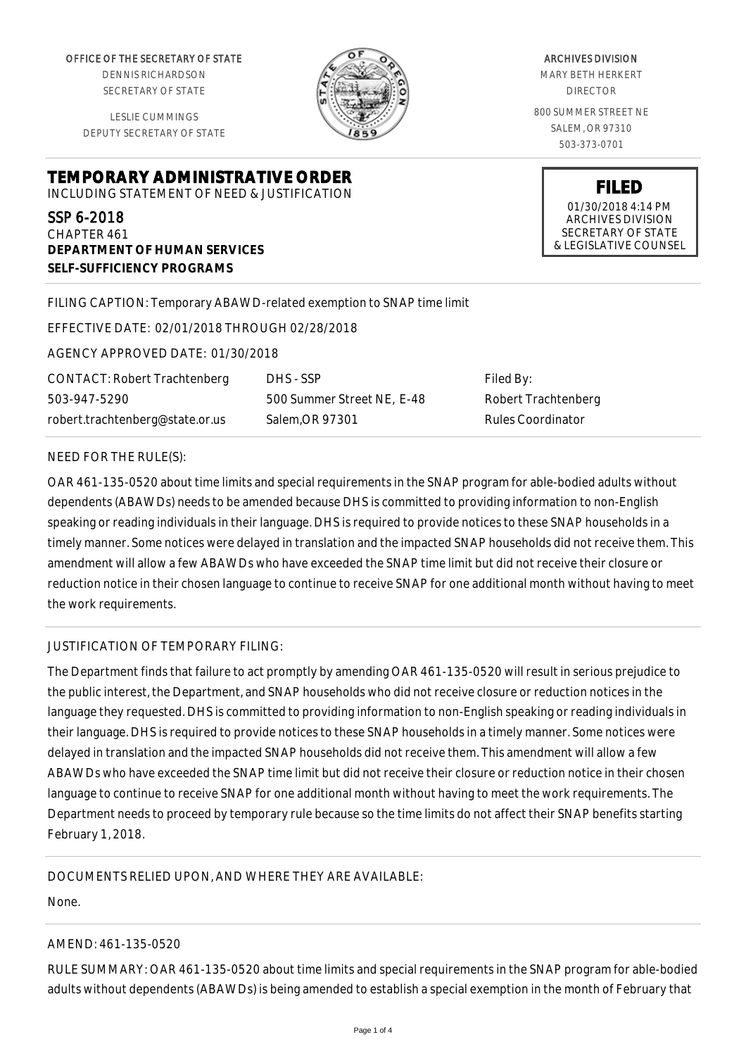OFFICE OF THE SECRETARY OF STATE
DENNIS RICHARDSON
SECRETARY OF STATE

LESLIE CUMMINGS
DEPUTY SECRETARY OF STATE

ARCHIVES DIVISION
MARY BETH HERKERT
DIRECTOR

800 SUMMER STREET NE
SALEM, OR 97310
503-373-0701

**FILED**
01/30/2018 4:14 PM
ARCHIVES DIVISION
SECRETARY OF STATE
& LEGISLATIVE COUNSEL

# TEMPORARY ADMINISTRATIVE ORDER

INCLUDING STATEMENT OF NEED & JUSTIFICATION

SSP 6-2018
CHAPTER 461
**DEPARTMENT OF HUMAN SERVICES**
**SELF-SUFFICIENCY PROGRAMS**

FILING CAPTION: Temporary ABAWD-related exemption to SNAP time limit

EFFECTIVE DATE: 02/01/2018 THROUGH 02/28/2018

AGENCY APPROVED DATE: 01/30/2018

| CONTACT: Robert Trachtenberg | DHS - SSP | Filed By: |
|---|---|---|
| 503-947-5290 | 500 Summer Street NE, E-48 | Robert Trachtenberg |
| robert.trachtenberg@state.or.us | Salem,OR 97301 | Rules Coordinator |

NEED FOR THE RULE(S):

OAR 461-135-0520 about time limits and special requirements in the SNAP program for able-bodied adults without dependents (ABAWDs) needs to be amended because DHS is committed to providing information to non-English speaking or reading individuals in their language. DHS is required to provide notices to these SNAP households in a timely manner. Some notices were delayed in translation and the impacted SNAP households did not receive them. This amendment will allow a few ABAWDs who have exceeded the SNAP time limit but did not receive their closure or reduction notice in their chosen language to continue to receive SNAP for one additional month without having to meet the work requirements.

JUSTIFICATION OF TEMPORARY FILING:

The Department finds that failure to act promptly by amending OAR 461-135-0520 will result in serious prejudice to the public interest, the Department, and SNAP households who did not receive closure or reduction notices in the language they requested. DHS is committed to providing information to non-English speaking or reading individuals in their language. DHS is required to provide notices to these SNAP households in a timely manner. Some notices were delayed in translation and the impacted SNAP households did not receive them. This amendment will allow a few ABAWDs who have exceeded the SNAP time limit but did not receive their closure or reduction notice in their chosen language to continue to receive SNAP for one additional month without having to meet the work requirements. The Department needs to proceed by temporary rule because so the time limits do not affect their SNAP benefits starting February 1, 2018.

DOCUMENTS RELIED UPON, AND WHERE THEY ARE AVAILABLE:

None.

AMEND: 461-135-0520

RULE SUMMARY: OAR 461-135-0520 about time limits and special requirements in the SNAP program for able-bodied adults without dependents (ABAWDs) is being amended to establish a special exemption in the month of February that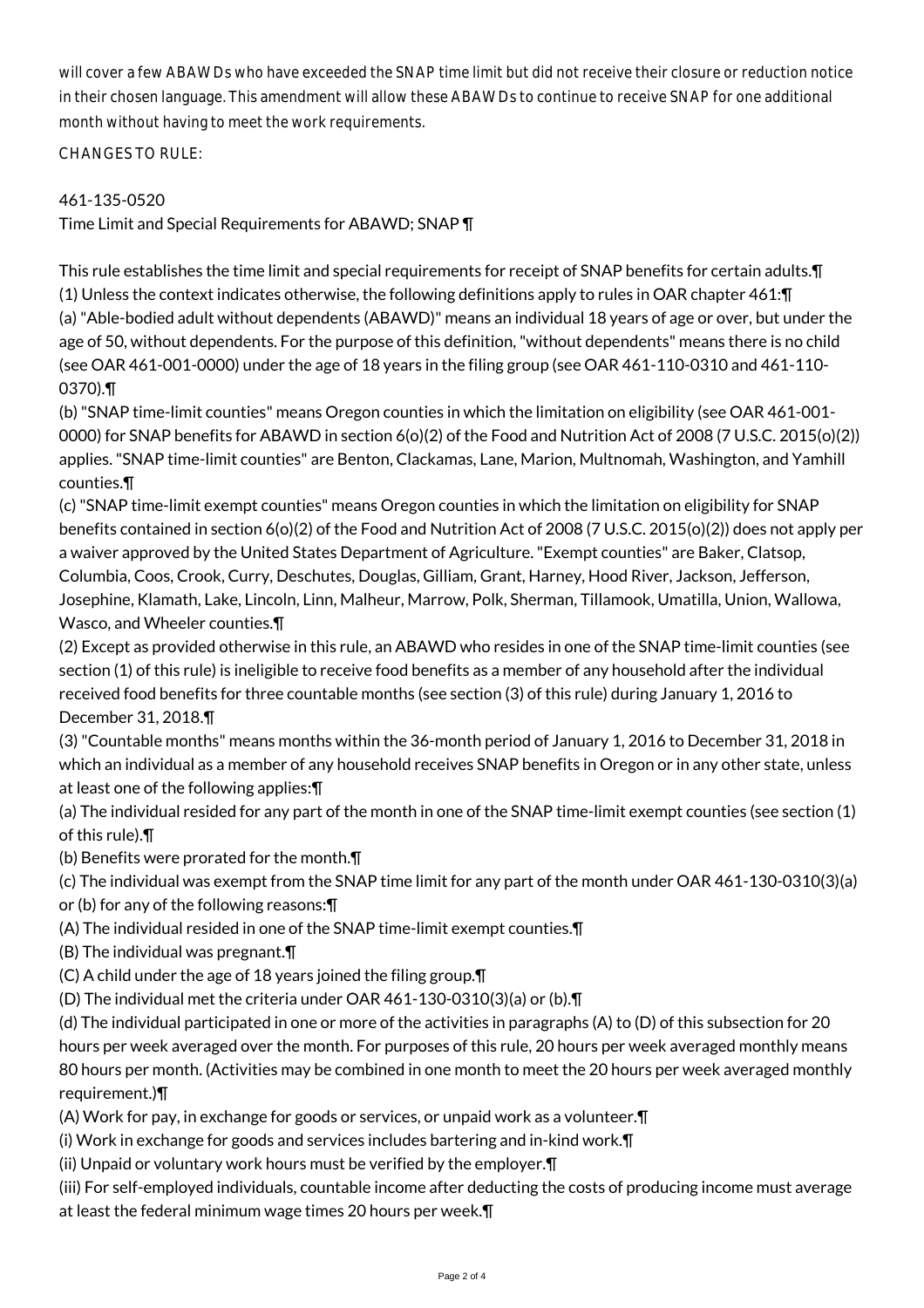*will cover a few ABAWDs who have exceeded the SNAP time limit but did not receive their closure or reduction notice in their chosen language. This amendment will allow these ABAWDs to continue to receive SNAP for one additional month without having to meet the work requirements.*

CHANGES TO RULE:

461-135-0520
Time Limit and Special Requirements for ABAWD; SNAP ¶

This rule establishes the time limit and special requirements for receipt of SNAP benefits for certain adults.¶
(1) Unless the context indicates otherwise, the following definitions apply to rules in OAR chapter 461:¶
(a) "Able-bodied adult without dependents (ABAWD)" means an individual 18 years of age or over, but under the age of 50, without dependents. For the purpose of this definition, "without dependents" means there is no child (see OAR 461-001-0000) under the age of 18 years in the filing group (see OAR 461-110-0310 and 461-110-0370).¶
(b) "SNAP time-limit counties" means Oregon counties in which the limitation on eligibility (see OAR 461-001-0000) for SNAP benefits for ABAWD in section 6(o)(2) of the Food and Nutrition Act of 2008 (7 U.S.C. 2015(o)(2)) applies. "SNAP time-limit counties" are Benton, Clackamas, Lane, Marion, Multnomah, Washington, and Yamhill counties.¶
(c) "SNAP time-limit exempt counties" means Oregon counties in which the limitation on eligibility for SNAP benefits contained in section 6(o)(2) of the Food and Nutrition Act of 2008 (7 U.S.C. 2015(o)(2)) does not apply per a waiver approved by the United States Department of Agriculture. "Exempt counties" are Baker, Clatsop, Columbia, Coos, Crook, Curry, Deschutes, Douglas, Gilliam, Grant, Harney, Hood River, Jackson, Jefferson, Josephine, Klamath, Lake, Lincoln, Linn, Malheur, Marrow, Polk, Sherman, Tillamook, Umatilla, Union, Wallowa, Wasco, and Wheeler counties.¶
(2) Except as provided otherwise in this rule, an ABAWD who resides in one of the SNAP time-limit counties (see section (1) of this rule) is ineligible to receive food benefits as a member of any household after the individual received food benefits for three countable months (see section (3) of this rule) during January 1, 2016 to December 31, 2018.¶
(3) "Countable months" means months within the 36-month period of January 1, 2016 to December 31, 2018 in which an individual as a member of any household receives SNAP benefits in Oregon or in any other state, unless at least one of the following applies:¶
(a) The individual resided for any part of the month in one of the SNAP time-limit exempt counties (see section (1) of this rule).¶
(b) Benefits were prorated for the month.¶
(c) The individual was exempt from the SNAP time limit for any part of the month under OAR 461-130-0310(3)(a) or (b) for any of the following reasons:¶
(A) The individual resided in one of the SNAP time-limit exempt counties.¶
(B) The individual was pregnant.¶
(C) A child under the age of 18 years joined the filing group.¶
(D) The individual met the criteria under OAR 461-130-0310(3)(a) or (b).¶
(d) The individual participated in one or more of the activities in paragraphs (A) to (D) of this subsection for 20 hours per week averaged over the month. For purposes of this rule, 20 hours per week averaged monthly means 80 hours per month. (Activities may be combined in one month to meet the 20 hours per week averaged monthly requirement.)¶
(A) Work for pay, in exchange for goods or services, or unpaid work as a volunteer.¶
(i) Work in exchange for goods and services includes bartering and in-kind work.¶
(ii) Unpaid or voluntary work hours must be verified by the employer.¶
(iii) For self-employed individuals, countable income after deducting the costs of producing income must average at least the federal minimum wage times 20 hours per week.¶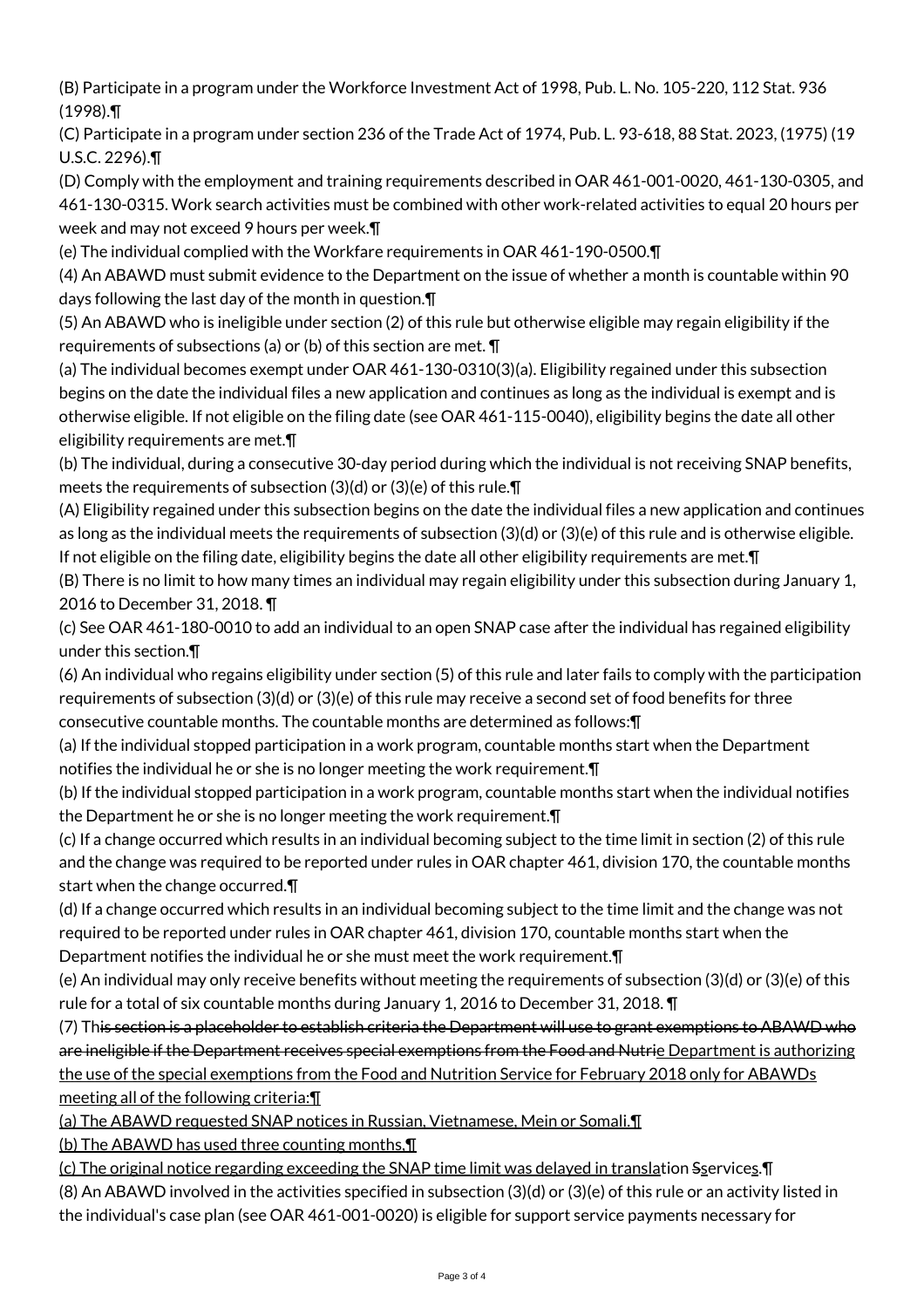(B) Participate in a program under the Workforce Investment Act of 1998, Pub. L. No. 105-220, 112 Stat. 936 (1998).¶

(C) Participate in a program under section 236 of the Trade Act of 1974, Pub. L. 93-618, 88 Stat. 2023, (1975) (19 U.S.C. 2296).¶

(D) Comply with the employment and training requirements described in OAR 461-001-0020, 461-130-0305, and 461-130-0315. Work search activities must be combined with other work-related activities to equal 20 hours per week and may not exceed 9 hours per week.¶

(e) The individual complied with the Workfare requirements in OAR 461-190-0500.¶

(4) An ABAWD must submit evidence to the Department on the issue of whether a month is countable within 90 days following the last day of the month in question.¶

(5) An ABAWD who is ineligible under section (2) of this rule but otherwise eligible may regain eligibility if the requirements of subsections (a) or (b) of this section are met. ¶

(a) The individual becomes exempt under OAR 461-130-0310(3)(a). Eligibility regained under this subsection begins on the date the individual files a new application and continues as long as the individual is exempt and is otherwise eligible. If not eligible on the filing date (see OAR 461-115-0040), eligibility begins the date all other eligibility requirements are met.¶

(b) The individual, during a consecutive 30-day period during which the individual is not receiving SNAP benefits, meets the requirements of subsection (3)(d) or (3)(e) of this rule.¶

(A) Eligibility regained under this subsection begins on the date the individual files a new application and continues as long as the individual meets the requirements of subsection (3)(d) or (3)(e) of this rule and is otherwise eligible. If not eligible on the filing date, eligibility begins the date all other eligibility requirements are met.¶

(B) There is no limit to how many times an individual may regain eligibility under this subsection during January 1, 2016 to December 31, 2018. ¶

(c) See OAR 461-180-0010 to add an individual to an open SNAP case after the individual has regained eligibility under this section.¶

(6) An individual who regains eligibility under section (5) of this rule and later fails to comply with the participation requirements of subsection (3)(d) or (3)(e) of this rule may receive a second set of food benefits for three consecutive countable months. The countable months are determined as follows:¶

(a) If the individual stopped participation in a work program, countable months start when the Department notifies the individual he or she is no longer meeting the work requirement.¶

(b) If the individual stopped participation in a work program, countable months start when the individual notifies the Department he or she is no longer meeting the work requirement.¶

(c) If a change occurred which results in an individual becoming subject to the time limit in section (2) of this rule and the change was required to be reported under rules in OAR chapter 461, division 170, the countable months start when the change occurred.¶

(d) If a change occurred which results in an individual becoming subject to the time limit and the change was not required to be reported under rules in OAR chapter 461, division 170, countable months start when the Department notifies the individual he or she must meet the work requirement.¶

(e) An individual may only receive benefits without meeting the requirements of subsection (3)(d) or (3)(e) of this rule for a total of six countable months during January 1, 2016 to December 31, 2018. ¶

(7) Th~~is section is a placeholder to establish criteria the Department will use to grant exemptions to ABAWD who are ineligible if the Department receives special exemptions from the Food and Nutri~~e Department is authorizing the use of the special exemptions from the Food and Nutrition Service for February 2018 only for ABAWDs meeting all of the following criteria:¶

(a) The ABAWD requested SNAP notices in Russian, Vietnamese, Mein or Somali.¶

(b) The ABAWD has used three counting months.¶

(c) The original notice regarding exceeding the SNAP time limit was delayed in translation ~~S~~services.¶

(8) An ABAWD involved in the activities specified in subsection (3)(d) or (3)(e) of this rule or an activity listed in the individual's case plan (see OAR 461-001-0020) is eligible for support service payments necessary for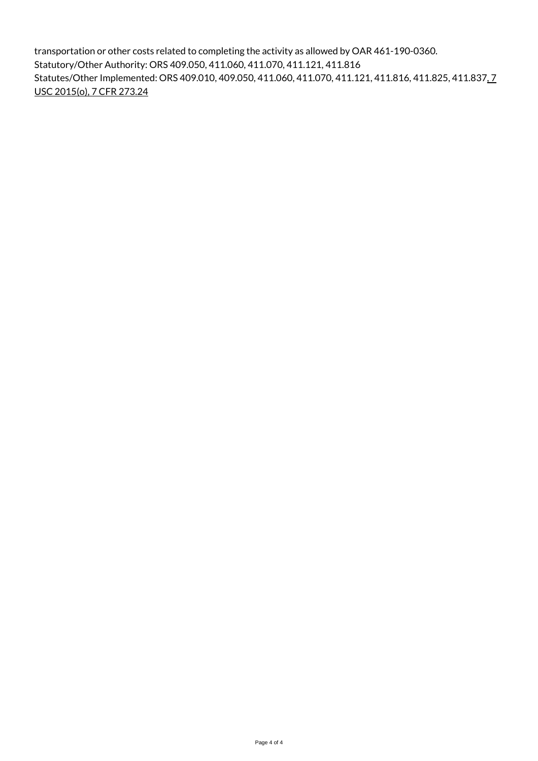transportation or other costs related to completing the activity as allowed by OAR 461-190-0360.
Statutory/Other Authority: ORS 409.050, 411.060, 411.070, 411.121, 411.816
Statutes/Other Implemented: ORS 409.010, 409.050, 411.060, 411.070, 411.121, 411.816, 411.825, 411.837, 7 USC 2015(o), 7 CFR 273.24